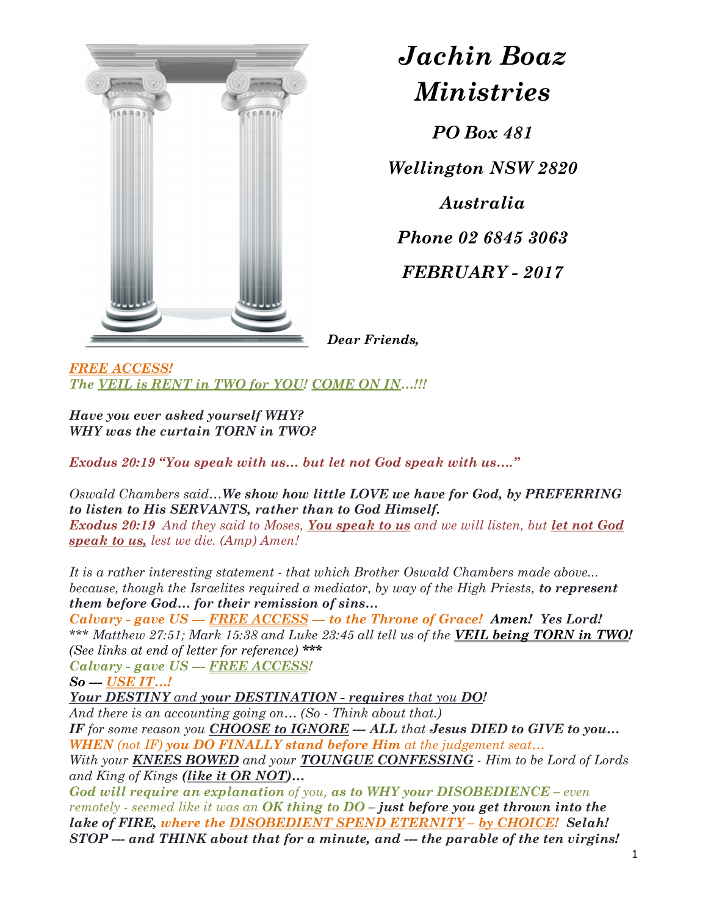# *Jachin Boaz Ministries*

***PO Box 481***

***Wellington NSW 2820***

***Australia***

***Phone 02 6845 3063***

***FEBRUARY - 2017***

***Dear Friends,***

***FREE ACCESS!***
***The VEIL is RENT in TWO for YOU! COME ON IN…!!!***

***Have you ever asked yourself WHY?***
***WHY was the curtain TORN in TWO?***

***Exodus 20:19 "You speak with us… but let not God speak with us…."***

*Oswald Chambers said…**We show how little LOVE we have for God, by PREFERRING to listen to His SERVANTS, rather than to God Himself.***
***Exodus 20:19** And they said to Moses, **You speak to us** and we will listen, but **let not God speak to us,** lest we die. (Amp) Amen!*

*It is a rather interesting statement - that which Brother Oswald Chambers made above... because, though the Israelites required a mediator, by way of the High Priests, **to represent them before God… for their remission of sins…***
***Calvary - gave US --- FREE ACCESS --- to the Throne of Grace! Amen! Yes Lord!***
****** Matthew 27:51; Mark 15:38 and Luke 23:45 all tell us of the **VEIL being TORN in TWO!** (See links at end of letter for reference) *******
***Calvary - gave US --- FREE ACCESS!***
***So --- USE IT…!***
***Your DESTINY** and **your DESTINATION - requires** that you **DO!***
*And there is an accounting going on… (So - Think about that.)*
***IF** for some reason you **CHOOSE to IGNORE --- ALL** that **Jesus DIED to GIVE to you…***
***WHEN** (not IF) **you DO FINALLY stand before Him** at the judgement seat…*
*With your **KNEES BOWED** and your **TOUNGUE CONFESSING** - Him to be Lord of Lords and King of Kings **(like it OR NOT)…***
***God will require an explanation** of you, **as to WHY your DISOBEDIENCE** – even remotely - seemed like it was an **OK thing to DO – just before you get thrown into the lake of FIRE, where the DISOBEDIENT SPEND ETERNITY – by CHOICE! Selah!***
***STOP --- and THINK about that for a minute, and --- the parable of the ten virgins!***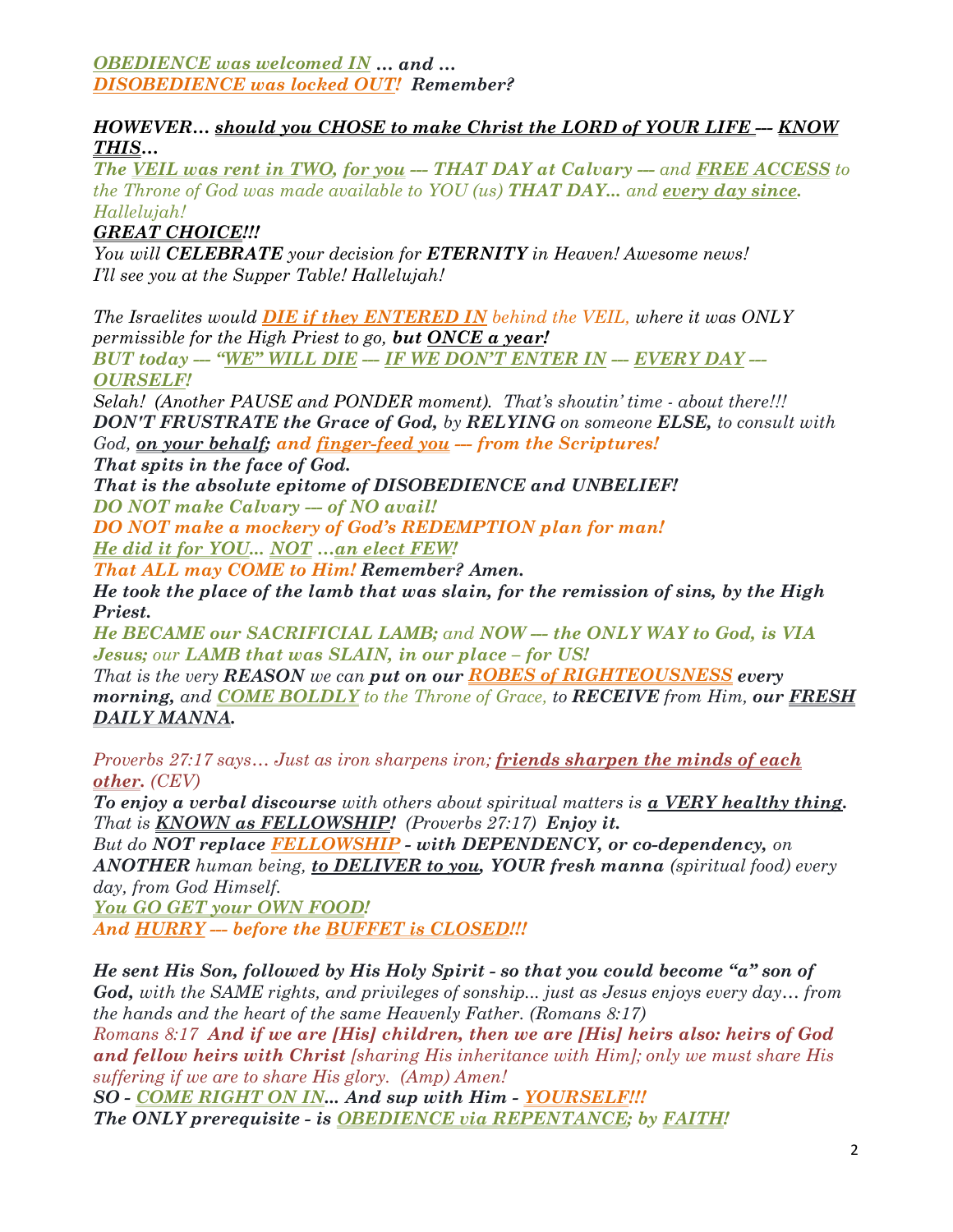***OBEDIENCE was welcomed IN** … and …*
***DISOBEDIENCE was locked OUT!** Remember?*

***HOWEVER… should you CHOSE to make Christ the LORD of YOUR LIFE --- KNOW THIS…***
*The VEIL was rent in TWO, for you --- **THAT DAY at Calvary ---** and **FREE ACCESS** to the Throne of God was made available to YOU (us) **THAT DAY…** and **every day since.** Hallelujah!*
***GREAT CHOICE!!!***
*You will **CELEBRATE** your decision for **ETERNITY** in Heaven! Awesome news!*
*I'll see you at the Supper Table! Hallelujah!*

*The Israelites would **DIE if they ENTERED IN** behind the VEIL, where it was ONLY permissible for the High Priest to go, **but ONCE a year!***
*BUT today --- "WE" WILL DIE --- IF WE DON'T ENTER IN --- EVERY DAY --- OURSELF!*
*Selah! (Another PAUSE and PONDER moment). That's shoutin' time - about there!!!*
***DON'T FRUSTRATE the Grace of God,** by **RELYING** on someone **ELSE,** to consult with God, **on your behalf; and finger-feed you --- from the Scriptures!***
***That spits in the face of God.***
***That is the absolute epitome of DISOBEDIENCE and UNBELIEF!***
***DO NOT make Calvary --- of NO avail!***
***DO NOT make a mockery of God's REDEMPTION plan for man!***
***He did it for YOU… NOT …an elect FEW!***
***That ALL may COME to Him! Remember? Amen.***
***He took the place of the lamb that was slain, for the remission of sins, by the High Priest.***
***He BECAME our SACRIFICIAL LAMB;** and **NOW --- the ONLY WAY to God, is VIA Jesus;** our **LAMB that was SLAIN, in our place – for US!***
*That is the very **REASON** we can **put on our ROBES of RIGHTEOUSNESS every morning,** and **COME BOLDLY** to the Throne of Grace, to **RECEIVE** from Him, **our FRESH DAILY MANNA.***

*Proverbs 27:17 says… Just as iron sharpens iron; **friends sharpen the minds of each other.** (CEV)*
***To enjoy a verbal discourse** with others about spiritual matters is **a VERY healthy thing.** That is **KNOWN as FELLOWSHIP!** (Proverbs 27:17) **Enjoy it.***
*But do **NOT replace FELLOWSHIP - with DEPENDENCY, or co-dependency,** on **ANOTHER** human being, **to DELIVER to you, YOUR fresh manna** (spiritual food) every day, from God Himself.*
***You GO GET your OWN FOOD!***
***And HURRY --- before the BUFFET is CLOSED!!!***

***He sent His Son, followed by His Holy Spirit - so that you could become "a" son of God,** with the SAME rights, and privileges of sonship… just as Jesus enjoys every day… from the hands and the heart of the same Heavenly Father. (Romans 8:17)*
*Romans 8:17 **And if we are [His] children, then we are [His] heirs also: heirs of God and fellow heirs with Christ** [sharing His inheritance with Him]; only we must share His suffering if we are to share His glory. (Amp) Amen!*
***SO - COME RIGHT ON IN… And sup with Him - YOURSELF!!!***
***The ONLY prerequisite - is OBEDIENCE via REPENTANCE; by FAITH!***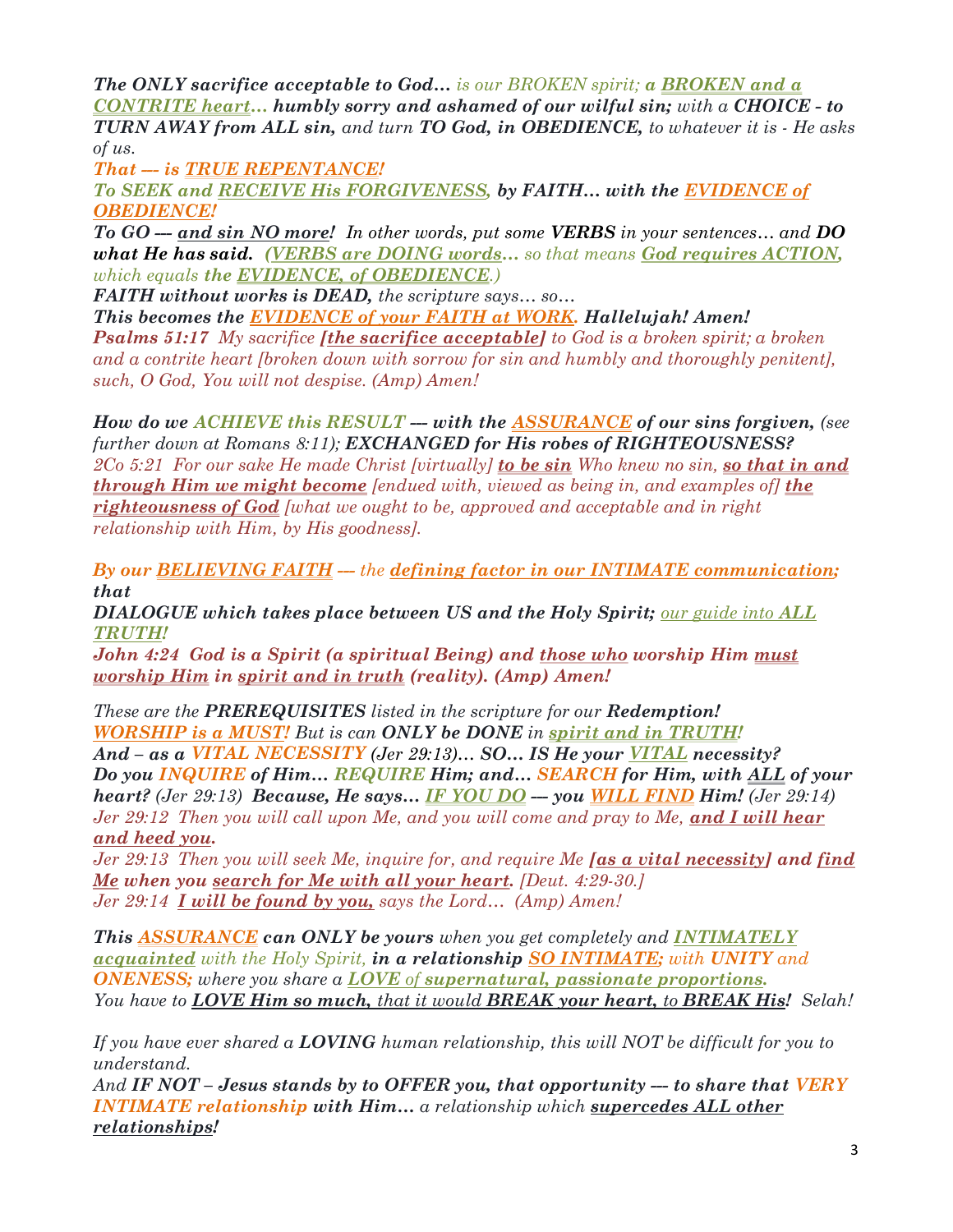***The ONLY sacrifice acceptable to God…*** *is our BROKEN spirit;* ***a BROKEN and a CONTRITE heart… humbly sorry and ashamed of our wilful sin;*** *with a* ***CHOICE - to TURN AWAY from ALL sin,*** *and turn* ***TO God, in OBEDIENCE,*** *to whatever it is - He asks of us.*

***That --- is TRUE REPENTANCE!***

***To SEEK and RECEIVE His FORGIVENESS, by FAITH… with the EVIDENCE of OBEDIENCE!***

***To GO --- and sin NO more!*** *In other words, put some* ***VERBS*** *in your sentences… and* ***DO what He has said.*** ***(VERBS are DOING words…*** *so that means* ***God requires ACTION,*** *which equals* ***the EVIDENCE, of OBEDIENCE.****)*

***FAITH without works is DEAD,*** *the scripture says… so…*

***This becomes the EVIDENCE of your FAITH at WORK. Hallelujah! Amen!***

***Psalms 51:17*** *My sacrifice* ***[the sacrifice acceptable]*** *to God is a broken spirit; a broken and a contrite heart [broken down with sorrow for sin and humbly and thoroughly penitent], such, O God, You will not despise. (Amp) Amen!*

***How do we ACHIEVE this RESULT --- with the ASSURANCE of our sins forgiven,*** *(see further down at Romans 8:11);* ***EXCHANGED for His robes of RIGHTEOUSNESS?***

*2Co 5:21 For our sake He made Christ [virtually]* ***to be sin*** *Who knew no sin,* ***so that in and through Him we might become*** *[endued with, viewed as being in, and examples of]* ***the righteousness of God*** *[what we ought to be, approved and acceptable and in right relationship with Him, by His goodness].*

***By our BELIEVING FAITH*** *--- the* ***defining factor in our INTIMATE communication; that***

***DIALOGUE which takes place between US and the Holy Spirit;*** *our guide into* ***ALL TRUTH!***

***John 4:24 God is a Spirit (a spiritual Being) and those who worship Him must worship Him in spirit and in truth (reality). (Amp) Amen!***

*These are the* ***PREREQUISITES*** *listed in the scripture for our* ***Redemption!***

***WORSHIP is a MUST!*** *But is can* ***ONLY be DONE*** *in* ***spirit and in TRUTH!***

***And – as a VITAL NECESSITY*** *(Jer 29:13)…* ***SO… IS He your VITAL necessity?***

***Do you INQUIRE of Him… REQUIRE Him; and… SEARCH for Him, with ALL of your heart?*** *(Jer 29:13)* ***Because, He says… IF YOU DO --- you WILL FIND Him!*** *(Jer 29:14)*

*Jer 29:12 Then you will call upon Me, and you will come and pray to Me,* ***and I will hear and heed you.***

*Jer 29:13 Then you will seek Me, inquire for, and require Me* ***[as a vital necessity] and find Me when you search for Me with all your heart.*** *[Deut. 4:29-30.]*

*Jer 29:14* ***I will be found by you,*** *says the Lord… (Amp) Amen!*

***This ASSURANCE can ONLY be yours*** *when you get completely and* ***INTIMATELY acquainted*** *with the Holy Spirit,* ***in a relationship SO INTIMATE;*** *with* ***UNITY*** *and* ***ONENESS;*** *where you share a* ***LOVE*** *of* ***supernatural, passionate proportions.***

*You have to* ***LOVE Him so much,*** *that it would* ***BREAK your heart,*** *to* ***BREAK His!*** *Selah!*

*If you have ever shared a* ***LOVING*** *human relationship, this will NOT be difficult for you to understand.*

*And* ***IF NOT – Jesus stands by to OFFER you, that opportunity --- to share that VERY INTIMATE relationship with Him…*** *a relationship which* ***supercedes ALL other relationships!***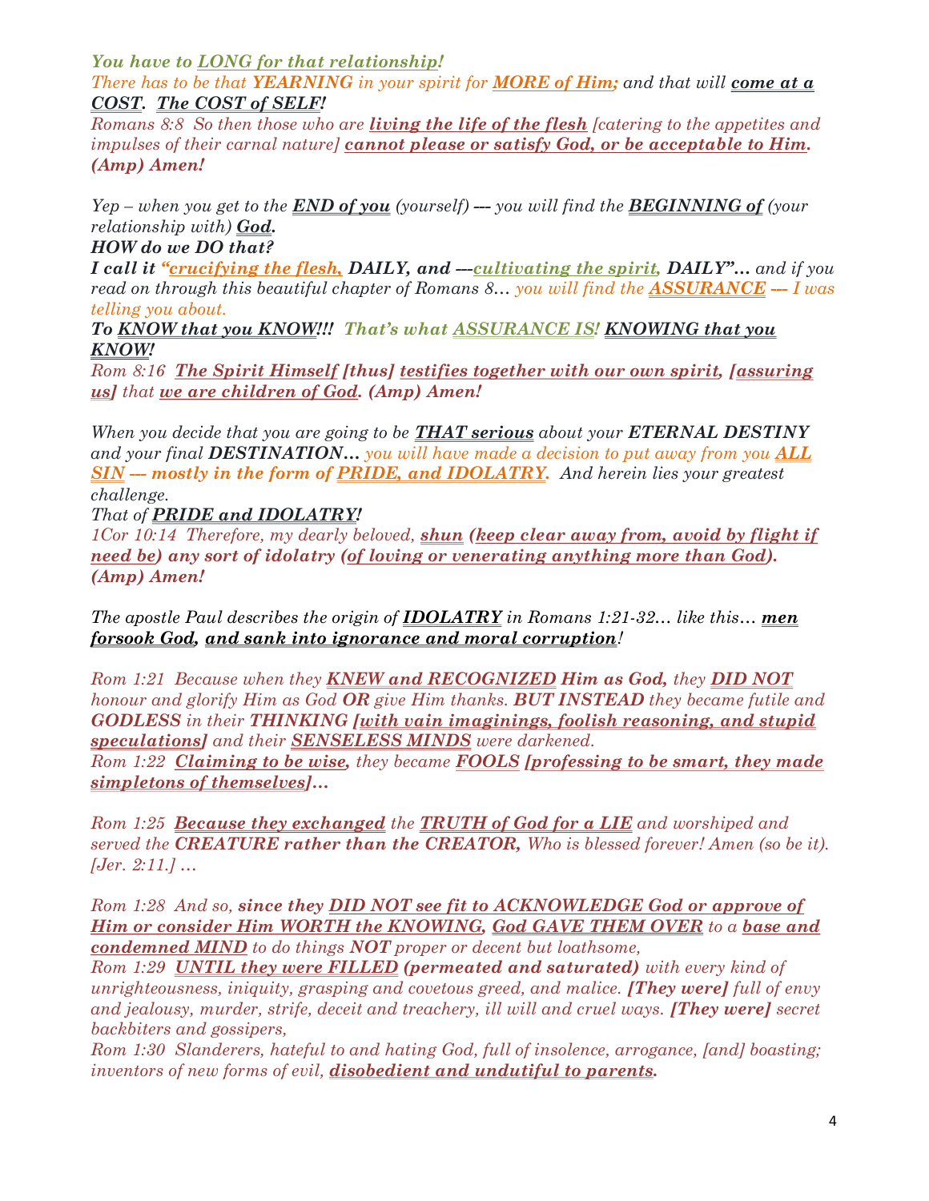*You have to **LONG for that relationship!***

*There has to be that **YEARNING** in your spirit for **MORE of Him;** and that will **come at a COST. The COST of SELF!***

*Romans 8:8 So then those who are **living the life of the flesh** [catering to the appetites and impulses of their carnal nature] **cannot please or satisfy God, or be acceptable to Him. (Amp) Amen!***

*Yep – when you get to the **END of you** (yourself) --- you will find the **BEGINNING of** (your relationship with) **God.***

***HOW do we DO that?***

***I call it "crucifying the flesh, DAILY, and ---cultivating the spirit, DAILY"…** and if you read on through this beautiful chapter of Romans 8… you will find the **ASSURANCE** --- I was telling you about.*

***To KNOW that you KNOW!!! That's what ASSURANCE IS! KNOWING that you KNOW!***

*Rom 8:16 **The Spirit Himself [thus] testifies together with our own spirit, [assuring us]** that **we are children of God. (Amp) Amen!***

*When you decide that you are going to be **THAT serious** about your **ETERNAL DESTINY** and your final **DESTINATION…** you will have made a decision to put away from you **ALL SIN --- mostly in the form of PRIDE, and IDOLATRY.** And herein lies your greatest challenge.*

*That of **PRIDE and IDOLATRY!***

*1Cor 10:14 Therefore, my dearly beloved, **shun (keep clear away from, avoid by flight if need be) any sort of idolatry (of loving or venerating anything more than God). (Amp) Amen!***

*The apostle Paul describes the origin of **IDOLATRY** in Romans 1:21-32… like this… **men forsook God, and sank into ignorance and moral corruption**!*

*Rom 1:21 Because when they **KNEW and RECOGNIZED Him as God,** they **DID NOT** honour and glorify Him as God **OR** give Him thanks. **BUT INSTEAD** they became futile and **GODLESS** in their **THINKING [with vain imaginings, foolish reasoning, and stupid speculations]** and their **SENSELESS MINDS** were darkened.*

*Rom 1:22 **Claiming to be wise,** they became **FOOLS [professing to be smart, they made simpletons of themselves]…***

*Rom 1:25 **Because they exchanged** the **TRUTH of God for a LIE** and worshiped and served the **CREATURE rather than the CREATOR,** Who is blessed forever! Amen (so be it). [Jer. 2:11.] …*

*Rom 1:28 And so, **since they DID NOT see fit to ACKNOWLEDGE God or approve of Him or consider Him WORTH the KNOWING, God GAVE THEM OVER** to a **base and condemned MIND** to do things **NOT** proper or decent but loathsome,*

*Rom 1:29 **UNTIL they were FILLED (permeated and saturated)** with every kind of unrighteousness, iniquity, grasping and covetous greed, and malice. **[They were]** full of envy and jealousy, murder, strife, deceit and treachery, ill will and cruel ways. **[They were]** secret backbiters and gossipers,*

*Rom 1:30 Slanderers, hateful to and hating God, full of insolence, arrogance, [and] boasting; inventors of new forms of evil, **disobedient and undutiful to parents.***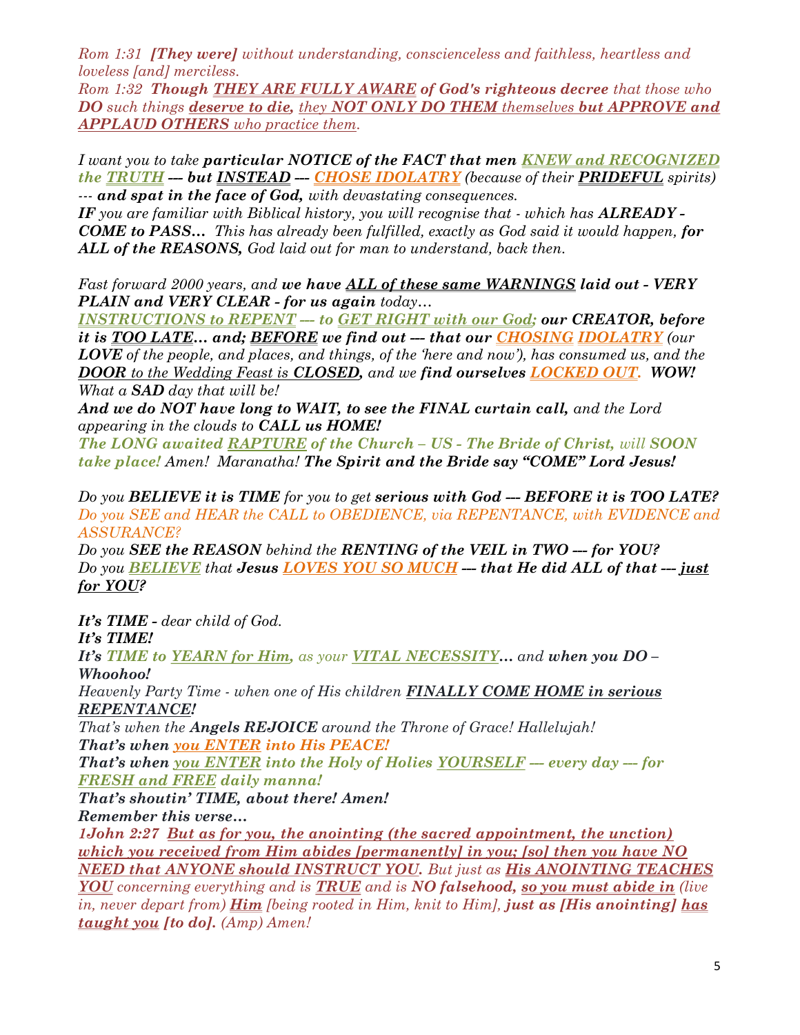*Rom 1:31* ***[They were]*** *without understanding, conscienceless and faithless, heartless and loveless [and] merciless.*
*Rom 1:32* ***Though THEY ARE FULLY AWARE of God's righteous decree*** *that those who* ***DO*** *such things* ***deserve to die,*** *they* ***NOT ONLY DO THEM*** *themselves* ***but APPROVE and APPLAUD OTHERS*** *who practice them.*

*I want you to take* ***particular NOTICE of the FACT that men KNEW and RECOGNIZED the TRUTH --- but INSTEAD --- CHOSE IDOLATRY*** *(because of their* ***PRIDEFUL*** *spirits) ---* ***and spat in the face of God,*** *with devastating consequences.*
***IF*** *you are familiar with Biblical history, you will recognise that - which has* ***ALREADY - COME to PASS…*** *This has already been fulfilled, exactly as God said it would happen,* ***for ALL of the REASONS,*** *God laid out for man to understand, back then.*

*Fast forward 2000 years, and* ***we have ALL of these same WARNINGS laid out - VERY PLAIN and VERY CLEAR - for us again*** *today…*
***INSTRUCTIONS to REPENT --- to GET RIGHT with our God; our CREATOR, before it is TOO LATE… and; BEFORE we find out --- that our CHOSING IDOLATRY*** *(our* ***LOVE*** *of the people, and places, and things, of the 'here and now'), has consumed us, and the* ***DOOR*** *to the Wedding Feast is* ***CLOSED,*** *and we* ***find ourselves LOCKED OUT. WOW!*** *What a* ***SAD*** *day that will be!*
***And we do NOT have long to WAIT, to see the FINAL curtain call,*** *and the Lord appearing in the clouds to* ***CALL us HOME!***
***The LONG awaited RAPTURE of the Church – US - The Bride of Christ,*** *will* ***SOON take place!*** *Amen! Maranatha!* ***The Spirit and the Bride say "COME" Lord Jesus!***

*Do you* ***BELIEVE it is TIME*** *for you to get* ***serious with God --- BEFORE it is TOO LATE?***
*Do you SEE and HEAR the CALL to OBEDIENCE, via REPENTANCE, with EVIDENCE and ASSURANCE?*
*Do you* ***SEE the REASON*** *behind the* ***RENTING of the VEIL in TWO --- for YOU?***
*Do you* ***BELIEVE*** *that* ***Jesus LOVES YOU SO MUCH --- that He did ALL of that --- just for YOU?***

***It's TIME*** *- dear child of God.*
***It's TIME!***
***It's*** *TIME to* ***YEARN for Him,*** *as your* ***VITAL NECESSITY…*** *and* ***when you DO – Whoohoo!***
*Heavenly Party Time - when one of His children* ***FINALLY COME HOME in serious REPENTANCE!***
*That's when the* ***Angels REJOICE*** *around the Throne of Grace! Hallelujah!*
***That's when you ENTER into His PEACE!***
***That's when you ENTER into the Holy of Holies YOURSELF --- every day --- for FRESH and FREE daily manna!***
***That's shoutin' TIME, about there! Amen!***
***Remember this verse…***
*1John 2:27* ***But as for you, the anointing (the sacred appointment, the unction) which you received from Him abides [permanently] in you; [so] then you have NO NEED that ANYONE should INSTRUCT YOU.*** *But just as* ***His ANOINTING TEACHES YOU*** *concerning everything and is* ***TRUE*** *and is* ***NO falsehood, so you must abide in*** *(live in, never depart from)* ***Him*** *[being rooted in Him, knit to Him],* ***just as [His anointing] has taught you [to do].*** *(Amp) Amen!*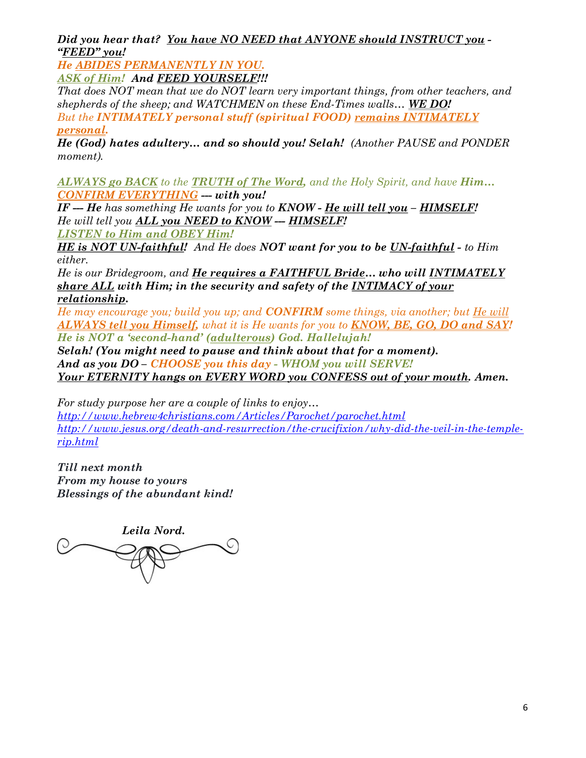***Did you hear that?*** ***<u>You have NO NEED that ANYONE should INSTRUCT you</u> - "<u>FEED</u>" <u>you</u>!***

***He <u>ABIDES PERMANENTLY IN YOU.</u>***

***<u>ASK of Him</u>!*** ***And <u>FEED YOURSELF</u>!!!***

*That does NOT mean that we do NOT learn very important things, from other teachers, and shepherds of the sheep; and WATCHMEN on these End-Times walls…* ***<u>WE DO!</u>***

*But the* ***INTIMATELY personal stuff (spiritual FOOD) <u>remains INTIMATELY personal</u>.***

***He (God) hates adultery… and so should you! Selah!*** *(Another PAUSE and PONDER moment).*

***<u>ALWAYS go BACK</u>*** *to the* ***<u>TRUTH of The Word,</u>*** *and the Holy Spirit, and have* ***Him…*** ***<u>CONFIRM EVERYTHING</u> --- with you!***

***IF --- He*** *has something He wants for you to* ***KNOW - <u>He will tell you</u> – <u>HIMSELF</u>!***

*He will tell you* ***<u>ALL you NEED to KNOW</u> --- <u>HIMSELF</u>!***

***<u>LISTEN to Him and OBEY Him</u>!***

***<u>HE is NOT UN-faithful</u>!*** *And He does* ***NOT want for you to be <u>UN-faithful</u>*** *- to Him either.*

*He is our Bridegroom, and* ***<u>He requires a FAITHFUL Bride</u>… who will <u>INTIMATELY share ALL</u> with Him; in the security and safety of the <u>INTIMACY of your relationship</u>.***

*He may encourage you; build you up; and* ***CONFIRM*** *some things, via another; but* ***<u>He will ALWAYS tell you Himself,</u>*** *what it is He wants for you to* ***<u>KNOW, BE, GO, DO and SAY</u>!***

***He is NOT a 'second-hand' (<u>adulterous</u>) God. Hallelujah!***

***Selah! (You might need to pause and think about that for a moment).***

***And as you DO – CHOOSE you this day - WHOM you will SERVE!***

***<u>Your ETERNITY hangs on EVERY WORD you CONFESS out of your mouth</u>. Amen.***

*For study purpose her are a couple of links to enjoy…*

*http://www.hebrew4christians.com/Articles/Parochet/parochet.html*

*http://www.jesus.org/death-and-resurrection/the-crucifixion/why-did-the-veil-in-the-temple-rip.html*

***Till next month***
***From my house to yours***
***Blessings of the abundant kind!***

***Leila Nord.***